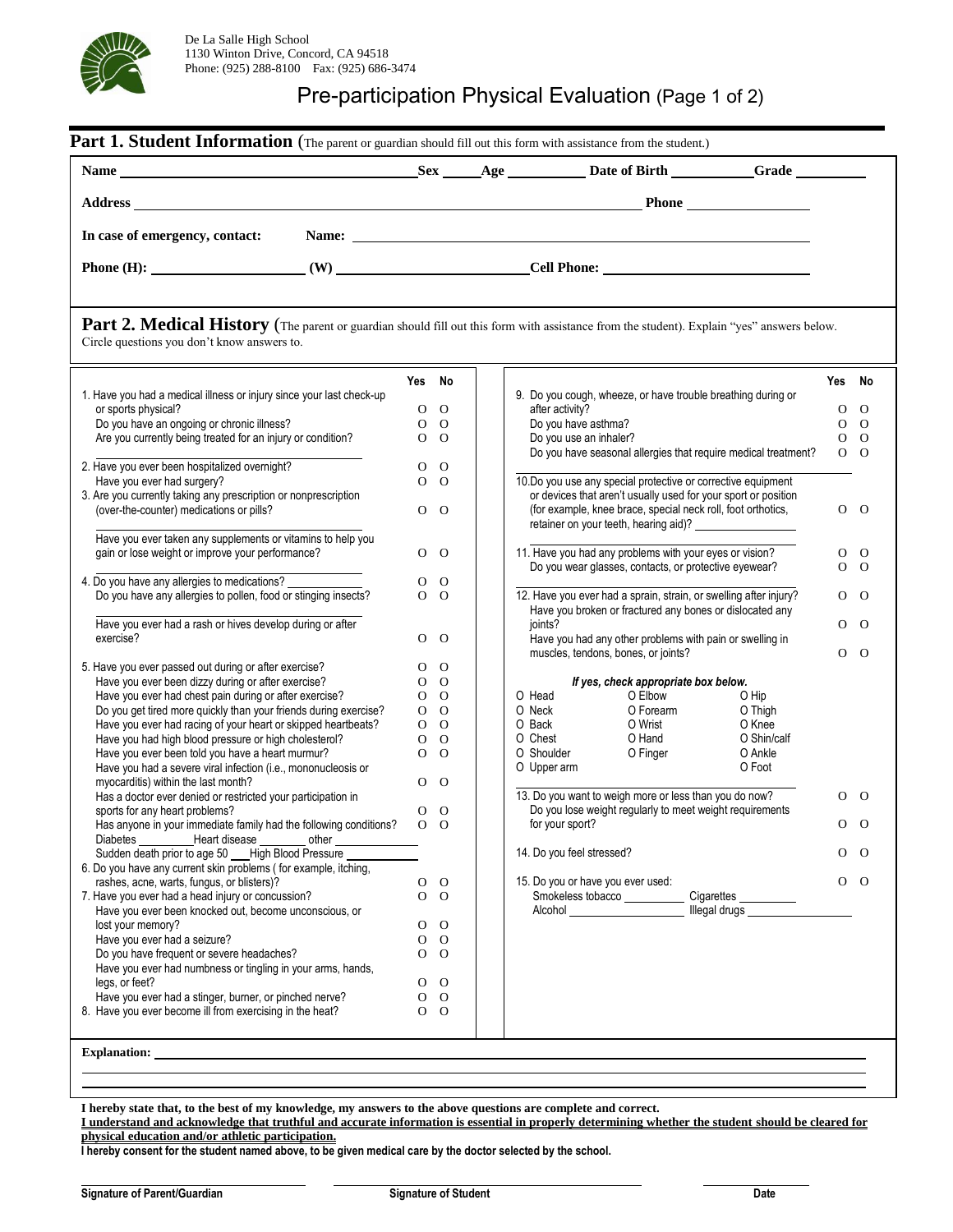De La Salle High School
1130 Winton Drive, Concord, CA 94518
Phone: (925) 288-8100 Fax: (925) 686-3474

# Pre-participation Physical Evaluation (Page 1 of 2)

## Part 1. Student Information (The parent or guardian should fill out this form with assistance from the student.)

**Name** ______________________ **Sex** _____ **Age** ________ **Date of Birth** __________ **Grade** ________

**Address** ______________________________________________ **Phone** ______________

**In case of emergency, contact:** **Name:** ______________________________________________

**Phone (H):** ________________ **(W)** ____________________ **Cell Phone:** ____________________

## Part 2. Medical History (The parent or guardian should fill out this form with assistance from the student). Explain "yes" answers below.

Circle questions you don't know answers to.

| Question | Yes | No |
|---|---|---|
| 1. Have you had a medical illness or injury since your last check-up or sports physical? | O | O |
| Do you have an ongoing or chronic illness? | O | O |
| Are you currently being treated for an injury or condition? | O | O |
| 2. Have you ever been hospitalized overnight? | O | O |
| Have you ever had surgery? | O | O |
| 3. Are you currently taking any prescription or nonprescription (over-the-counter) medications or pills? | O | O |
| Have you ever taken any supplements or vitamins to help you gain or lose weight or improve your performance? | O | O |
| 4. Do you have any allergies to medications? ____________ | O | O |
| Do you have any allergies to pollen, food or stinging insects? | O | O |
| Have you ever had a rash or hives develop during or after exercise? | O | O |
| 5. Have you ever passed out during or after exercise? | O | O |
| Have you ever been dizzy during or after exercise? | O | O |
| Have you ever had chest pain during or after exercise? | O | O |
| Do you get tired more quickly than your friends during exercise? | O | O |
| Have you ever had racing of your heart or skipped heartbeats? | O | O |
| Have you had high blood pressure or high cholesterol? | O | O |
| Have you ever been told you have a heart murmur? | O | O |
| Have you had a severe viral infection (i.e., mononucleosis or myocarditis) within the last month? | O | O |
| Has a doctor ever denied or restricted your participation in sports for any heart problems? | O | O |
| Has anyone in your immediate family had the following conditions? Diabetes ________ Heart disease ________ other ____________ Sudden death prior to age 50 ___ High Blood Pressure __________ | O | O |
| 6. Do you have any current skin problems ( for example, itching, rashes, acne, warts, fungus, or blisters)? | O | O |
| 7. Have you ever had a head injury or concussion? | O | O |
| Have you ever been knocked out, become unconscious, or lost your memory? | O | O |
| Have you ever had a seizure? | O | O |
| Do you have frequent or severe headaches? | O | O |
| Have you ever had numbness or tingling in your arms, hands, legs, or feet? | O | O |
| Have you ever had a stinger, burner, or pinched nerve? | O | O |
| 8. Have you ever become ill from exercising in the heat? | O | O |
| 9. Do you cough, wheeze, or have trouble breathing during or after activity? | O | O |
| Do you have asthma? | O | O |
| Do you use an inhaler? | O | O |
| Do you have seasonal allergies that require medical treatment? | O | O |
| 10. Do you use any special protective or corrective equipment or devices that aren't usually used for your sport or position (for example, knee brace, special neck roll, foot orthotics, retainer on your teeth, hearing aid)? ____________ | O | O |
| 11. Have you had any problems with your eyes or vision? | O | O |
| Do you wear glasses, contacts, or protective eyewear? | O | O |
| 12. Have you ever had a sprain, strain, or swelling after injury? | O | O |
| Have you broken or fractured any bones or dislocated any joints? | O | O |
| Have you had any other problems with pain or swelling in muscles, tendons, bones, or joints? | O | O |

*If yes, check appropriate box below.*

| | | |
|---|---|---|
| O Head | O Elbow | O Hip |
| O Neck | O Forearm | O Thigh |
| O Back | O Wrist | O Knee |
| O Chest | O Hand | O Shin/calf |
| O Shoulder | O Finger | O Ankle |
| O Upper arm | | O Foot |

| Question | Yes | No |
|---|---|---|
| 13. Do you want to weigh more or less than you do now? | O | O |
| Do you lose weight regularly to meet weight requirements for your sport? | O | O |
| 14. Do you feel stressed? | O | O |
| 15. Do you or have you ever used: Smokeless tobacco ________ Cigarettes ________ Alcohol ______________ Illegal drugs ____________ | O | O |

**Explanation:** ____________________________________________________________

**I hereby state that, to the best of my knowledge, my answers to the above questions are complete and correct.**

**I understand and acknowledge that truthful and accurate information is essential in properly determining whether the student should be cleared for physical education and/or athletic participation.**

**I hereby consent for the student named above, to be given medical care by the doctor selected by the school.**

______________________ ______________________ ______________

**Signature of Parent/Guardian** **Signature of Student** **Date**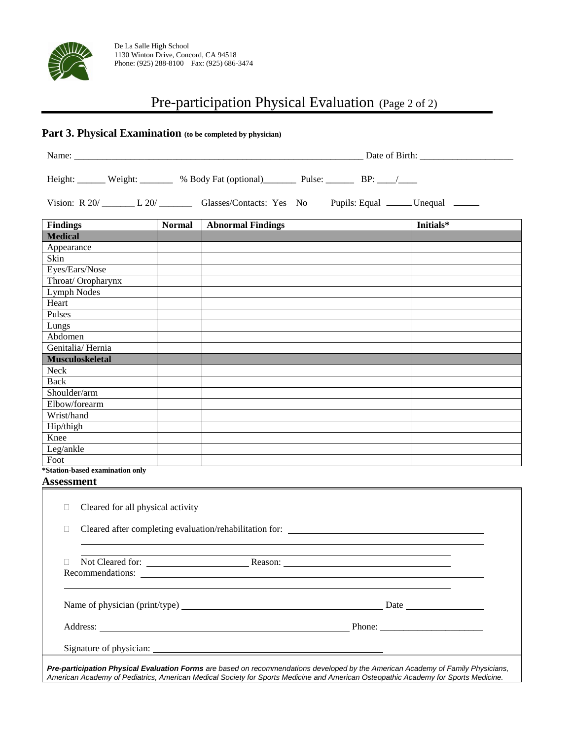De La Salle High School
1130 Winton Drive, Concord, CA 94518
Phone: (925) 288-8100    Fax: (925) 686-3474

# Pre-participation Physical Evaluation (Page 2 of 2)

## Part 3. Physical Examination (to be completed by physician)

Name: ______________________________________________________________ Date of Birth: ____________________

Height: ______ Weight: _______ % Body Fat (optional)_______ Pulse: ______ BP: ____/____

Vision: R 20/ _______ L 20/ _______ Glasses/Contacts: Yes No Pupils: Equal _____ Unequal _____

| Findings | Normal | Abnormal Findings | Initials* |
|---|---|---|---|
| **Medical** | | | |
| Appearance | | | |
| Skin | | | |
| Eyes/Ears/Nose | | | |
| Throat/ Oropharynx | | | |
| Lymph Nodes | | | |
| Heart | | | |
| Pulses | | | |
| Lungs | | | |
| Abdomen | | | |
| Genitalia/ Hernia | | | |
| **Musculoskeletal** | | | |
| Neck | | | |
| Back | | | |
| Shoulder/arm | | | |
| Elbow/forearm | | | |
| Wrist/hand | | | |
| Hip/thigh | | | |
| Knee | | | |
| Leg/ankle | | | |
| Foot | | | |

**\*Station-based examination only**

## Assessment

- ☐ Cleared for all physical activity
- ☐ Cleared after completing evaluation/rehabilitation for: ____________________________________________
- ☐ Not Cleared for: ______________________ Reason: ____________________________________

Recommendations: ______________________________________________________________

Name of physician (print/type) ____________________________________________ Date ________________

Address: ________________________________________________________ Phone: ______________________

Signature of physician: __________________________________________________

***Pre-participation Physical Evaluation Forms** are based on recommendations developed by the American Academy of Family Physicians, American Academy of Pediatrics, American Medical Society for Sports Medicine and American Osteopathic Academy for Sports Medicine.*